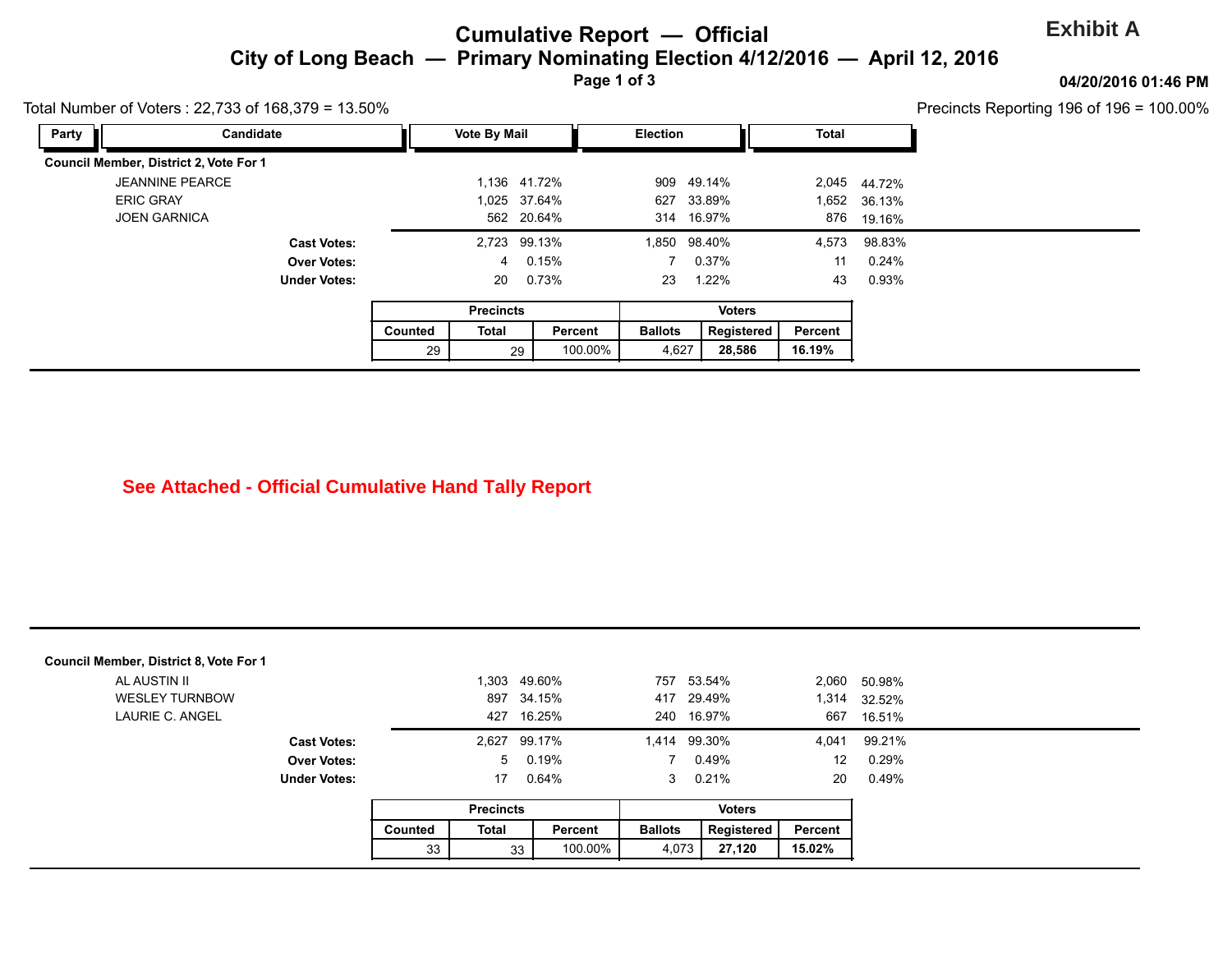**Exhibit A**

# Cumulative Report — Official

## City of Long Beach — Primary Nominating Election 4/12/2016 — April 12, 2016

04/20/2016 01:46 PM

Total Number of Voters : 22,733 of 168,379 = 13.50%

Precincts Reporting 196 of 196 = 100.00%

| Party | Candidate | Vote By Mail | | Election | | Total | |
|---|---|---|---|---|---|---|---|
| **Council Member, District 2, Vote For 1** | | | | | | | |
| | JEANNINE PEARCE | 1,136 | 41.72% | 909 | 49.14% | 2,045 | 44.72% |
| | ERIC GRAY | 1,025 | 37.64% | 627 | 33.89% | 1,652 | 36.13% |
| | JOEN GARNICA | 562 | 20.64% | 314 | 16.97% | 876 | 19.16% |
| | **Cast Votes:** | 2,723 | 99.13% | 1,850 | 98.40% | 4,573 | 98.83% |
| | **Over Votes:** | 4 | 0.15% | 7 | 0.37% | 11 | 0.24% |
| | **Under Votes:** | 20 | 0.73% | 23 | 1.22% | 43 | 0.93% |

| Precincts | | | Voters | | |
|---|---|---|---|---|---|
| Counted | Total | Percent | Ballots | Registered | Percent |
| 29 | 29 | 100.00% | 4,627 | **28,586** | **16.19%** |

**See Attached - Official Cumulative Hand Tally Report**

| Party | Candidate | Vote By Mail | | Election | | Total | |
|---|---|---|---|---|---|---|---|
| **Council Member, District 8, Vote For 1** | | | | | | | |
| | AL AUSTIN II | 1,303 | 49.60% | 757 | 53.54% | 2,060 | 50.98% |
| | WESLEY TURNBOW | 897 | 34.15% | 417 | 29.49% | 1,314 | 32.52% |
| | LAURIE C. ANGEL | 427 | 16.25% | 240 | 16.97% | 667 | 16.51% |
| | **Cast Votes:** | 2,627 | 99.17% | 1,414 | 99.30% | 4,041 | 99.21% |
| | **Over Votes:** | 5 | 0.19% | 7 | 0.49% | 12 | 0.29% |
| | **Under Votes:** | 17 | 0.64% | 3 | 0.21% | 20 | 0.49% |

| Precincts | | | Voters | | |
|---|---|---|---|---|---|
| Counted | Total | Percent | Ballots | Registered | Percent |
| 33 | 33 | 100.00% | 4,073 | **27,120** | **15.02%** |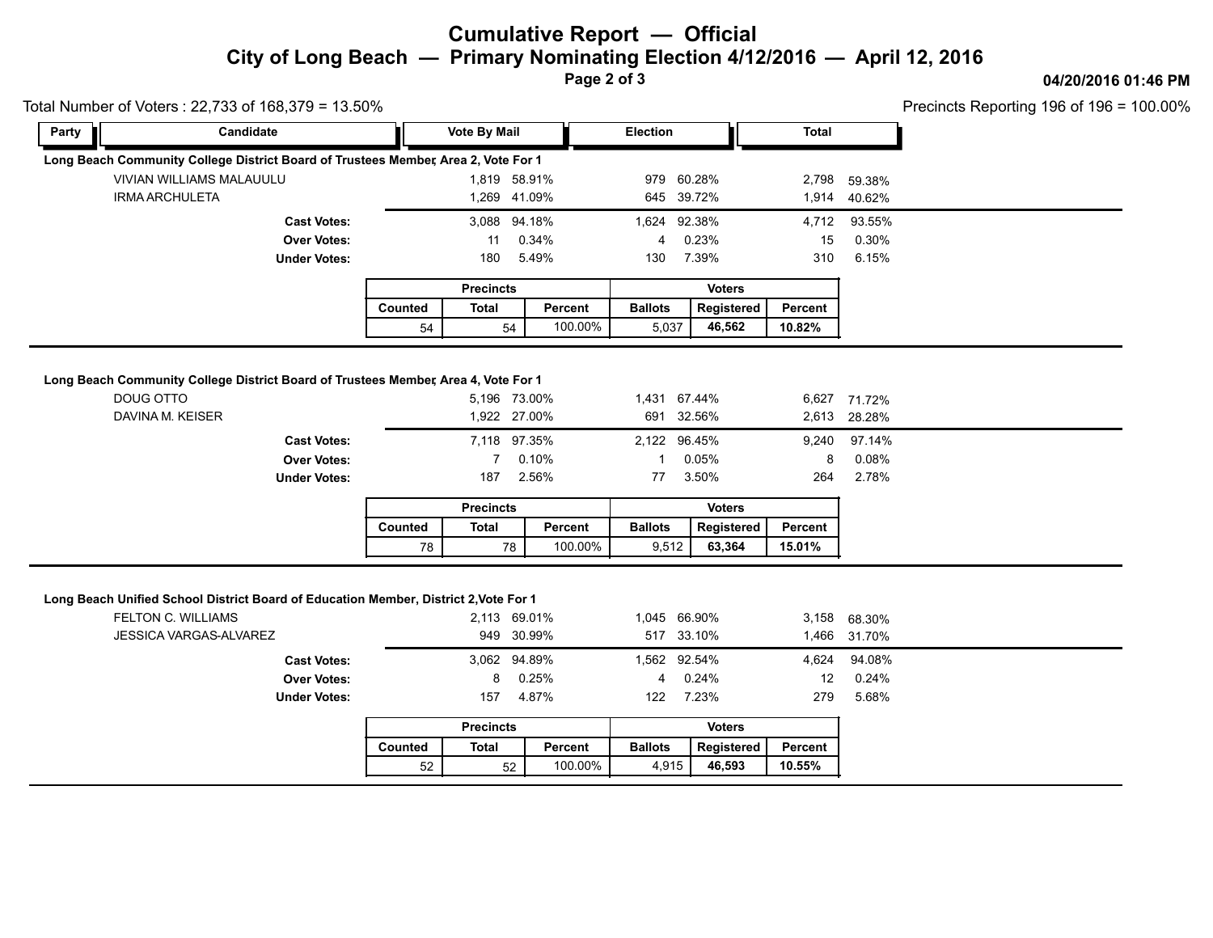# Cumulative Report — Official

## City of Long Beach — Primary Nominating Election 4/12/2016 — April 12, 2016

04/20/2016 01:46 PM

Total Number of Voters : 22,733 of 168,379 = 13.50%

Precincts Reporting 196 of 196 = 100.00%

### Long Beach Community College District Board of Trustees Member, Area 2, Vote For 1

| Party | Candidate | Vote By Mail | | Election | | Total | |
|---|---|---|---|---|---|---|---|
| | VIVIAN WILLIAMS MALAUULU | 1,819 | 58.91% | 979 | 60.28% | 2,798 | 59.38% |
| | IRMA ARCHULETA | 1,269 | 41.09% | 645 | 39.72% | 1,914 | 40.62% |
| | **Cast Votes:** | 3,088 | 94.18% | 1,624 | 92.38% | 4,712 | 93.55% |
| | **Over Votes:** | 11 | 0.34% | 4 | 0.23% | 15 | 0.30% |
| | **Under Votes:** | 180 | 5.49% | 130 | 7.39% | 310 | 6.15% |

| Precincts | | | Voters | | |
|---|---|---|---|---|---|
| Counted | Total | Percent | Ballots | Registered | Percent |
| 54 | 54 | 100.00% | 5,037 | **46,562** | **10.82%** |

### Long Beach Community College District Board of Trustees Member, Area 4, Vote For 1

| Party | Candidate | Vote By Mail | | Election | | Total | |
|---|---|---|---|---|---|---|---|
| | DOUG OTTO | 5,196 | 73.00% | 1,431 | 67.44% | 6,627 | 71.72% |
| | DAVINA M. KEISER | 1,922 | 27.00% | 691 | 32.56% | 2,613 | 28.28% |
| | **Cast Votes:** | 7,118 | 97.35% | 2,122 | 96.45% | 9,240 | 97.14% |
| | **Over Votes:** | 7 | 0.10% | 1 | 0.05% | 8 | 0.08% |
| | **Under Votes:** | 187 | 2.56% | 77 | 3.50% | 264 | 2.78% |

| Precincts | | | Voters | | |
|---|---|---|---|---|---|
| Counted | Total | Percent | Ballots | Registered | Percent |
| 78 | 78 | 100.00% | 9,512 | **63,364** | **15.01%** |

### Long Beach Unified School District Board of Education Member, District 2,Vote For 1

| Party | Candidate | Vote By Mail | | Election | | Total | |
|---|---|---|---|---|---|---|---|
| | FELTON C. WILLIAMS | 2,113 | 69.01% | 1,045 | 66.90% | 3,158 | 68.30% |
| | JESSICA VARGAS-ALVAREZ | 949 | 30.99% | 517 | 33.10% | 1,466 | 31.70% |
| | **Cast Votes:** | 3,062 | 94.89% | 1,562 | 92.54% | 4,624 | 94.08% |
| | **Over Votes:** | 8 | 0.25% | 4 | 0.24% | 12 | 0.24% |
| | **Under Votes:** | 157 | 4.87% | 122 | 7.23% | 279 | 5.68% |

| Precincts | | | Voters | | |
|---|---|---|---|---|---|
| Counted | Total | Percent | Ballots | Registered | Percent |
| 52 | 52 | 100.00% | 4,915 | **46,593** | **10.55%** |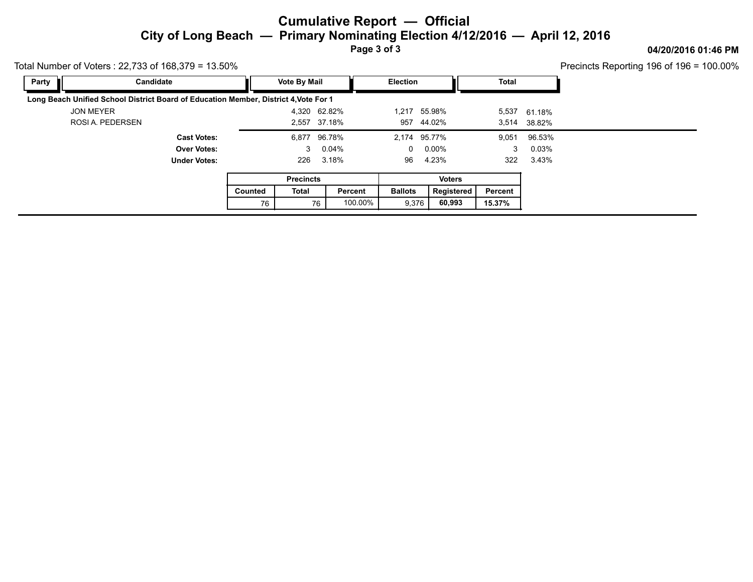# Cumulative Report — Official

## City of Long Beach — Primary Nominating Election 4/12/2016 — April 12, 2016

04/20/2016 01:46 PM

Total Number of Voters : 22,733 of 168,379 = 13.50%

Precincts Reporting 196 of 196 = 100.00%

| Party | Candidate | Vote By Mail | | Election | | Total | |
|---|---|---|---|---|---|---|---|
| **Long Beach Unified School District Board of Education Member, District 4,Vote For 1** | | | | | | | |
| | JON MEYER | 4,320 | 62.82% | 1,217 | 55.98% | 5,537 | 61.18% |
| | ROSI A. PEDERSEN | 2,557 | 37.18% | 957 | 44.02% | 3,514 | 38.82% |
| | **Cast Votes:** | 6,877 | 96.78% | 2,174 | 95.77% | 9,051 | 96.53% |
| | **Over Votes:** | 3 | 0.04% | 0 | 0.00% | 3 | 0.03% |
| | **Under Votes:** | 226 | 3.18% | 96 | 4.23% | 322 | 3.43% |

| Precincts | | | Voters | | |
|---|---|---|---|---|---|
| Counted | Total | Percent | Ballots | Registered | Percent |
| 76 | 76 | 100.00% | 9,376 | **60,993** | **15.37%** |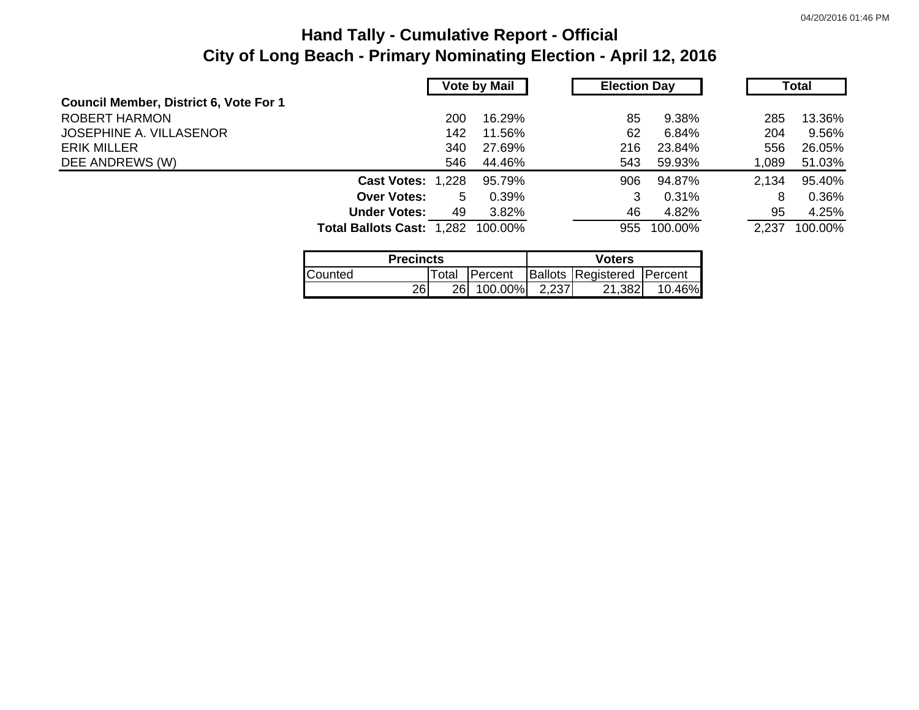# Hand Tally - Cumulative Report - Official

## City of Long Beach - Primary Nominating Election - April 12, 2016

| Council Member, District 6, Vote For 1 | Vote by Mail | | Election Day | | Total | |
|---|---|---|---|---|---|---|
| ROBERT HARMON | 200 | 16.29% | 85 | 9.38% | 285 | 13.36% |
| JOSEPHINE A. VILLASENOR | 142 | 11.56% | 62 | 6.84% | 204 | 9.56% |
| ERIK MILLER | 340 | 27.69% | 216 | 23.84% | 556 | 26.05% |
| DEE ANDREWS (W) | 546 | 44.46% | 543 | 59.93% | 1,089 | 51.03% |
| **Cast Votes:** | 1,228 | 95.79% | 906 | 94.87% | 2,134 | 95.40% |
| **Over Votes:** | 5 | 0.39% | 3 | 0.31% | 8 | 0.36% |
| **Under Votes:** | 49 | 3.82% | 46 | 4.82% | 95 | 4.25% |
| **Total Ballots Cast:** | 1,282 | 100.00% | 955 | 100.00% | 2,237 | 100.00% |

| Precincts | | | Voters | | |
|---|---|---|---|---|---|
| Counted | Total | Percent | Ballots | Registered | Percent |
| 26 | 26 | 100.00% | 2,237 | 21,382 | 10.46% |